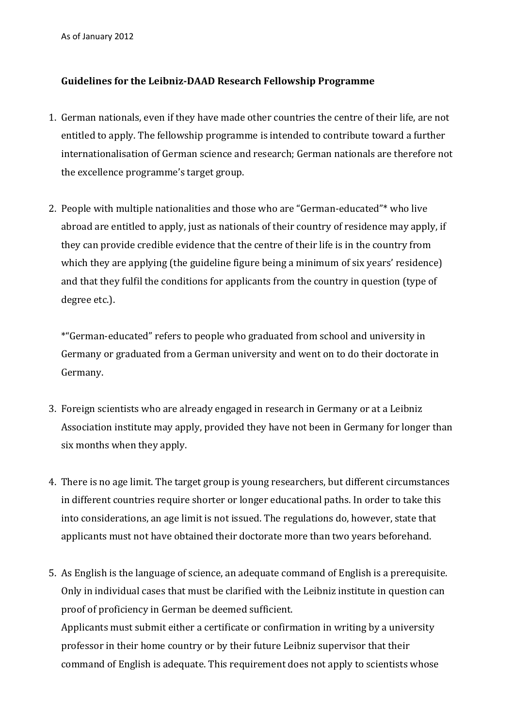As of January 2012

**Guidelines for the Leibniz-DAAD Research Fellowship Programme**

1. German nationals, even if they have made other countries the centre of their life, are not entitled to apply. The fellowship programme is intended to contribute toward a further internationalisation of German science and research; German nationals are therefore not the excellence programme's target group.

2. People with multiple nationalities and those who are "German-educated"* who live abroad are entitled to apply, just as nationals of their country of residence may apply, if they can provide credible evidence that the centre of their life is in the country from which they are applying (the guideline figure being a minimum of six years' residence) and that they fulfil the conditions for applicants from the country in question (type of degree etc.).

   *"German-educated" refers to people who graduated from school and university in Germany or graduated from a German university and went on to do their doctorate in Germany.

3. Foreign scientists who are already engaged in research in Germany or at a Leibniz Association institute may apply, provided they have not been in Germany for longer than six months when they apply.

4. There is no age limit. The target group is young researchers, but different circumstances in different countries require shorter or longer educational paths. In order to take this into considerations, an age limit is not issued. The regulations do, however, state that applicants must not have obtained their doctorate more than two years beforehand.

5. As English is the language of science, an adequate command of English is a prerequisite. Only in individual cases that must be clarified with the Leibniz institute in question can proof of proficiency in German be deemed sufficient.
   Applicants must submit either a certificate or confirmation in writing by a university professor in their home country or by their future Leibniz supervisor that their command of English is adequate. This requirement does not apply to scientists whose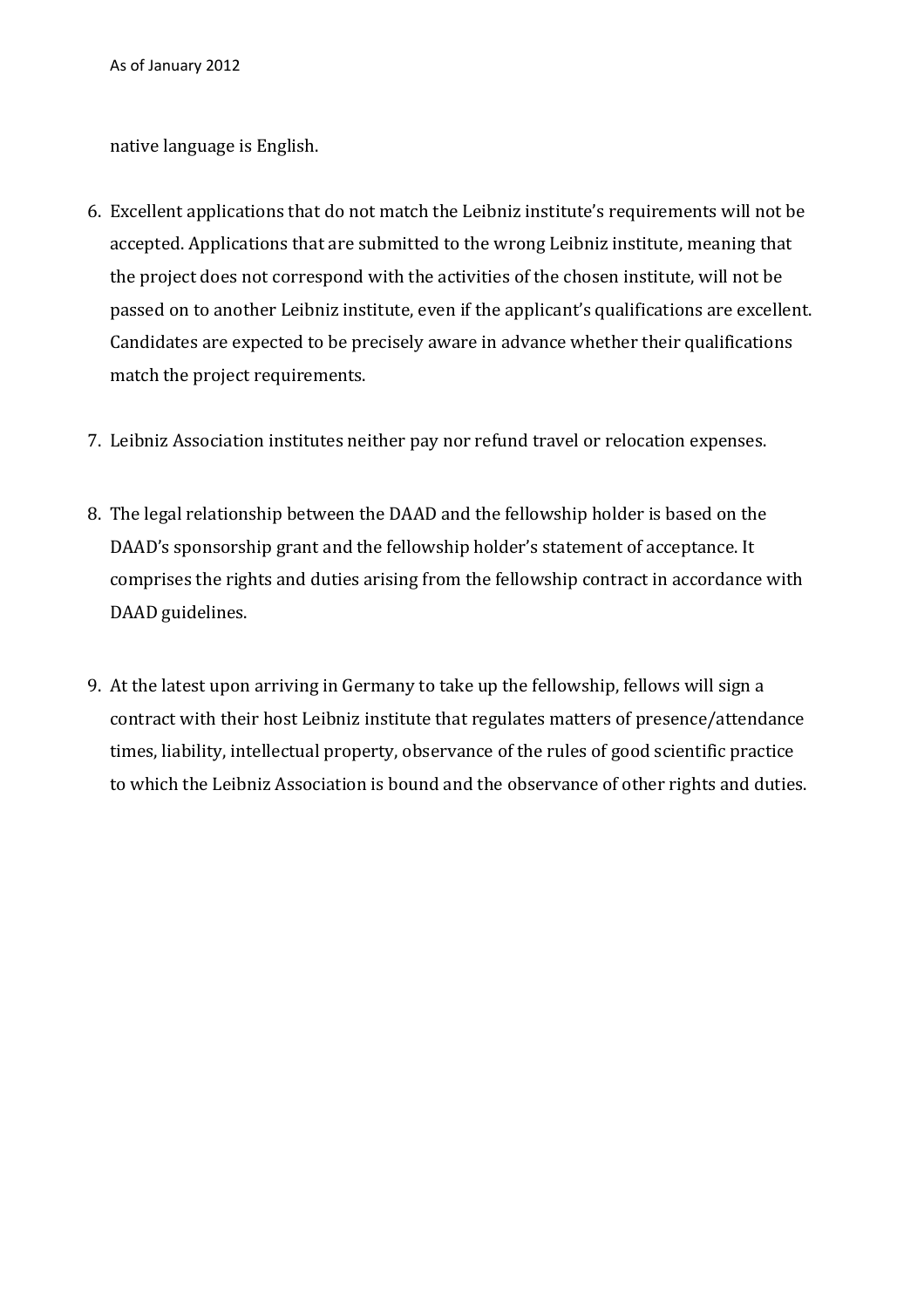native language is English.

6. Excellent applications that do not match the Leibniz institute's requirements will not be accepted. Applications that are submitted to the wrong Leibniz institute, meaning that the project does not correspond with the activities of the chosen institute, will not be passed on to another Leibniz institute, even if the applicant's qualifications are excellent. Candidates are expected to be precisely aware in advance whether their qualifications match the project requirements.

7. Leibniz Association institutes neither pay nor refund travel or relocation expenses.

8. The legal relationship between the DAAD and the fellowship holder is based on the DAAD's sponsorship grant and the fellowship holder's statement of acceptance. It comprises the rights and duties arising from the fellowship contract in accordance with DAAD guidelines.

9. At the latest upon arriving in Germany to take up the fellowship, fellows will sign a contract with their host Leibniz institute that regulates matters of presence/attendance times, liability, intellectual property, observance of the rules of good scientific practice to which the Leibniz Association is bound and the observance of other rights and duties.